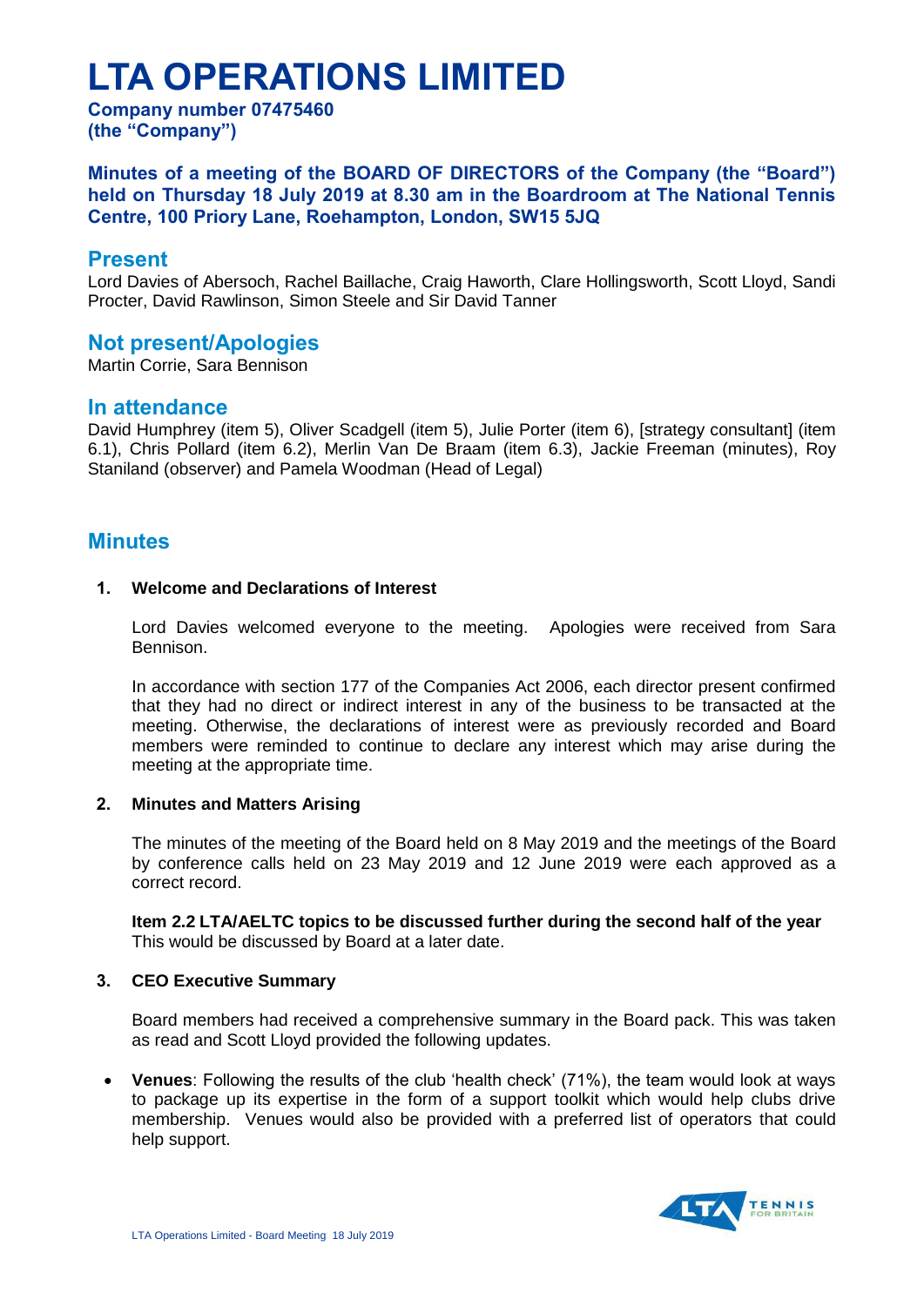# LTA OPERATIONS LIMITED

**Company number 07475460**
**(the "Company")**

**Minutes of a meeting of the BOARD OF DIRECTORS of the Company (the "Board") held on Thursday 18 July 2019 at 8.30 am in the Boardroom at The National Tennis Centre, 100 Priory Lane, Roehampton, London, SW15 5JQ**

## Present

Lord Davies of Abersoch, Rachel Baillache, Craig Haworth, Clare Hollingsworth, Scott Lloyd, Sandi Procter, David Rawlinson, Simon Steele and Sir David Tanner

## Not present/Apologies

Martin Corrie, Sara Bennison

## In attendance

David Humphrey (item 5), Oliver Scadgell (item 5), Julie Porter (item 6), [strategy consultant] (item 6.1), Chris Pollard (item 6.2), Merlin Van De Braam (item 6.3), Jackie Freeman (minutes), Roy Staniland (observer) and Pamela Woodman (Head of Legal)

## Minutes

### 1. Welcome and Declarations of Interest

Lord Davies welcomed everyone to the meeting. Apologies were received from Sara Bennison.

In accordance with section 177 of the Companies Act 2006, each director present confirmed that they had no direct or indirect interest in any of the business to be transacted at the meeting. Otherwise, the declarations of interest were as previously recorded and Board members were reminded to continue to declare any interest which may arise during the meeting at the appropriate time.

### 2. Minutes and Matters Arising

The minutes of the meeting of the Board held on 8 May 2019 and the meetings of the Board by conference calls held on 23 May 2019 and 12 June 2019 were each approved as a correct record.

**Item 2.2 LTA/AELTC topics to be discussed further during the second half of the year**
This would be discussed by Board at a later date.

### 3. CEO Executive Summary

Board members had received a comprehensive summary in the Board pack. This was taken as read and Scott Lloyd provided the following updates.

- **Venues**: Following the results of the club 'health check' (71%), the team would look at ways to package up its expertise in the form of a support toolkit which would help clubs drive membership. Venues would also be provided with a preferred list of operators that could help support.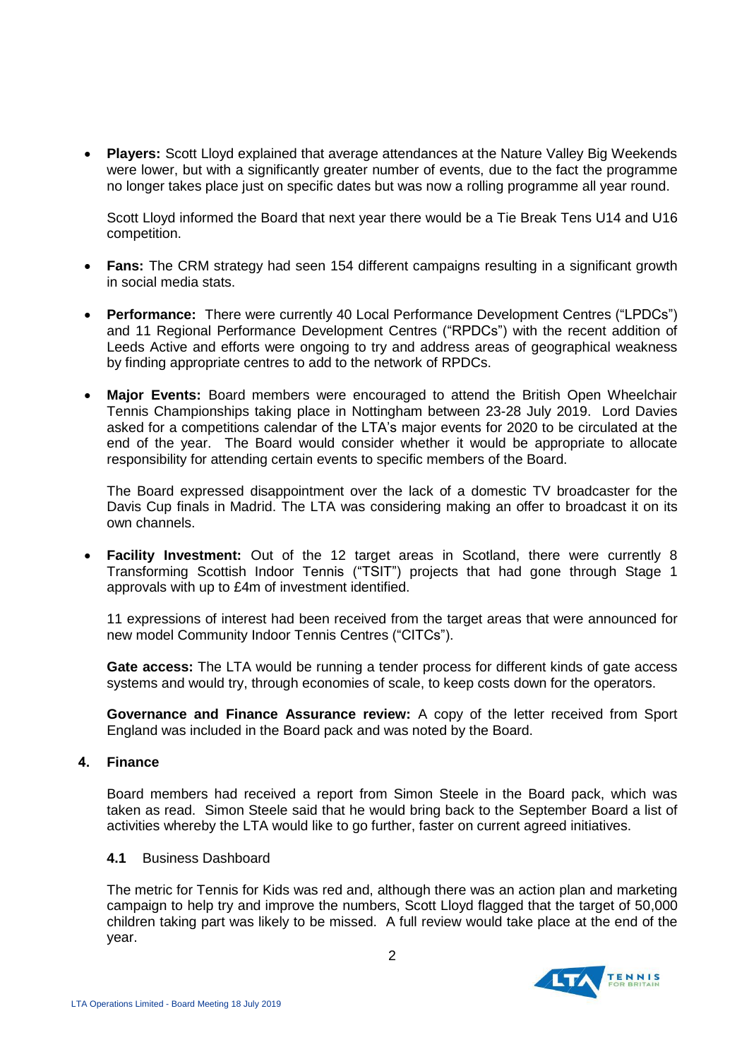- **Players:** Scott Lloyd explained that average attendances at the Nature Valley Big Weekends were lower, but with a significantly greater number of events, due to the fact the programme no longer takes place just on specific dates but was now a rolling programme all year round.

  Scott Lloyd informed the Board that next year there would be a Tie Break Tens U14 and U16 competition.

- **Fans:** The CRM strategy had seen 154 different campaigns resulting in a significant growth in social media stats.

- **Performance:** There were currently 40 Local Performance Development Centres ("LPDCs") and 11 Regional Performance Development Centres ("RPDCs") with the recent addition of Leeds Active and efforts were ongoing to try and address areas of geographical weakness by finding appropriate centres to add to the network of RPDCs.

- **Major Events:** Board members were encouraged to attend the British Open Wheelchair Tennis Championships taking place in Nottingham between 23-28 July 2019. Lord Davies asked for a competitions calendar of the LTA's major events for 2020 to be circulated at the end of the year. The Board would consider whether it would be appropriate to allocate responsibility for attending certain events to specific members of the Board.

  The Board expressed disappointment over the lack of a domestic TV broadcaster for the Davis Cup finals in Madrid. The LTA was considering making an offer to broadcast it on its own channels.

- **Facility Investment:** Out of the 12 target areas in Scotland, there were currently 8 Transforming Scottish Indoor Tennis ("TSIT") projects that had gone through Stage 1 approvals with up to £4m of investment identified.

  11 expressions of interest had been received from the target areas that were announced for new model Community Indoor Tennis Centres ("CITCs").

  **Gate access:** The LTA would be running a tender process for different kinds of gate access systems and would try, through economies of scale, to keep costs down for the operators.

  **Governance and Finance Assurance review:** A copy of the letter received from Sport England was included in the Board pack and was noted by the Board.

## 4. Finance

Board members had received a report from Simon Steele in the Board pack, which was taken as read. Simon Steele said that he would bring back to the September Board a list of activities whereby the LTA would like to go further, faster on current agreed initiatives.

### 4.1 Business Dashboard

The metric for Tennis for Kids was red and, although there was an action plan and marketing campaign to help try and improve the numbers, Scott Lloyd flagged that the target of 50,000 children taking part was likely to be missed. A full review would take place at the end of the year.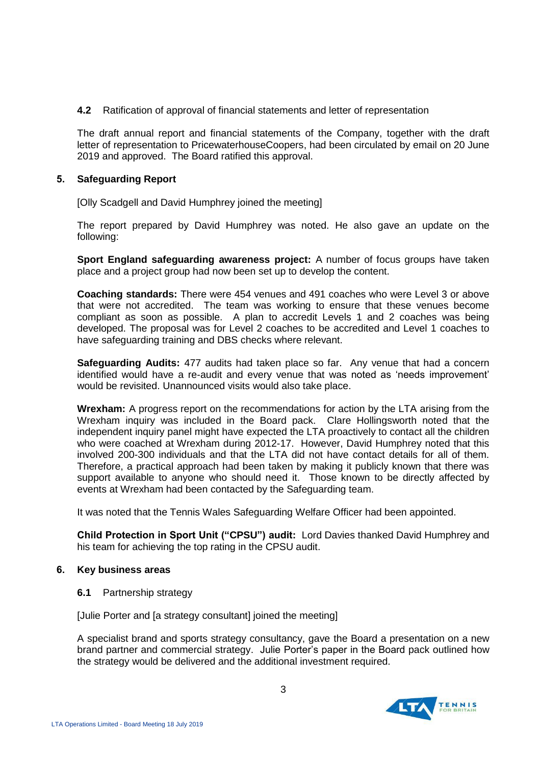**4.2** Ratification of approval of financial statements and letter of representation

The draft annual report and financial statements of the Company, together with the draft letter of representation to PricewaterhouseCoopers, had been circulated by email on 20 June 2019 and approved. The Board ratified this approval.

## 5. Safeguarding Report

[Olly Scadgell and David Humphrey joined the meeting]

The report prepared by David Humphrey was noted. He also gave an update on the following:

**Sport England safeguarding awareness project:** A number of focus groups have taken place and a project group had now been set up to develop the content.

**Coaching standards:** There were 454 venues and 491 coaches who were Level 3 or above that were not accredited. The team was working to ensure that these venues become compliant as soon as possible. A plan to accredit Levels 1 and 2 coaches was being developed. The proposal was for Level 2 coaches to be accredited and Level 1 coaches to have safeguarding training and DBS checks where relevant.

**Safeguarding Audits:** 477 audits had taken place so far. Any venue that had a concern identified would have a re-audit and every venue that was noted as 'needs improvement' would be revisited. Unannounced visits would also take place.

**Wrexham:** A progress report on the recommendations for action by the LTA arising from the Wrexham inquiry was included in the Board pack. Clare Hollingsworth noted that the independent inquiry panel might have expected the LTA proactively to contact all the children who were coached at Wrexham during 2012-17. However, David Humphrey noted that this involved 200-300 individuals and that the LTA did not have contact details for all of them. Therefore, a practical approach had been taken by making it publicly known that there was support available to anyone who should need it. Those known to be directly affected by events at Wrexham had been contacted by the Safeguarding team.

It was noted that the Tennis Wales Safeguarding Welfare Officer had been appointed.

**Child Protection in Sport Unit ("CPSU") audit:** Lord Davies thanked David Humphrey and his team for achieving the top rating in the CPSU audit.

## 6. Key business areas

**6.1** Partnership strategy

[Julie Porter and [a strategy consultant] joined the meeting]

A specialist brand and sports strategy consultancy, gave the Board a presentation on a new brand partner and commercial strategy. Julie Porter's paper in the Board pack outlined how the strategy would be delivered and the additional investment required.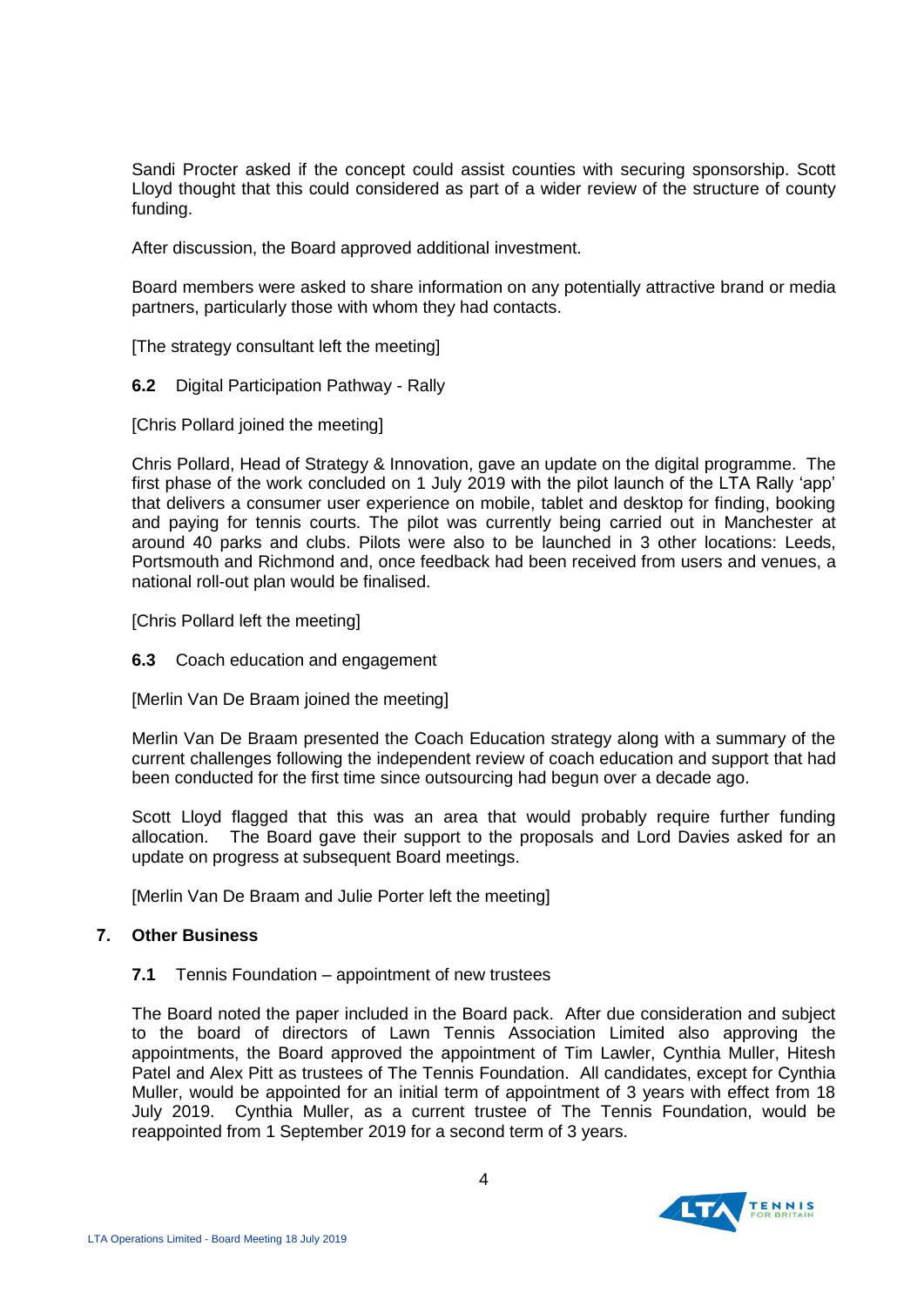Sandi Procter asked if the concept could assist counties with securing sponsorship. Scott Lloyd thought that this could considered as part of a wider review of the structure of county funding.

After discussion, the Board approved additional investment.

Board members were asked to share information on any potentially attractive brand or media partners, particularly those with whom they had contacts.

[The strategy consultant left the meeting]

**6.2** Digital Participation Pathway - Rally

[Chris Pollard joined the meeting]

Chris Pollard, Head of Strategy & Innovation, gave an update on the digital programme. The first phase of the work concluded on 1 July 2019 with the pilot launch of the LTA Rally 'app' that delivers a consumer user experience on mobile, tablet and desktop for finding, booking and paying for tennis courts. The pilot was currently being carried out in Manchester at around 40 parks and clubs. Pilots were also to be launched in 3 other locations: Leeds, Portsmouth and Richmond and, once feedback had been received from users and venues, a national roll-out plan would be finalised.

[Chris Pollard left the meeting]

**6.3** Coach education and engagement

[Merlin Van De Braam joined the meeting]

Merlin Van De Braam presented the Coach Education strategy along with a summary of the current challenges following the independent review of coach education and support that had been conducted for the first time since outsourcing had begun over a decade ago.

Scott Lloyd flagged that this was an area that would probably require further funding allocation. The Board gave their support to the proposals and Lord Davies asked for an update on progress at subsequent Board meetings.

[Merlin Van De Braam and Julie Porter left the meeting]

## 7. Other Business

**7.1** Tennis Foundation – appointment of new trustees

The Board noted the paper included in the Board pack. After due consideration and subject to the board of directors of Lawn Tennis Association Limited also approving the appointments, the Board approved the appointment of Tim Lawler, Cynthia Muller, Hitesh Patel and Alex Pitt as trustees of The Tennis Foundation. All candidates, except for Cynthia Muller, would be appointed for an initial term of appointment of 3 years with effect from 18 July 2019. Cynthia Muller, as a current trustee of The Tennis Foundation, would be reappointed from 1 September 2019 for a second term of 3 years.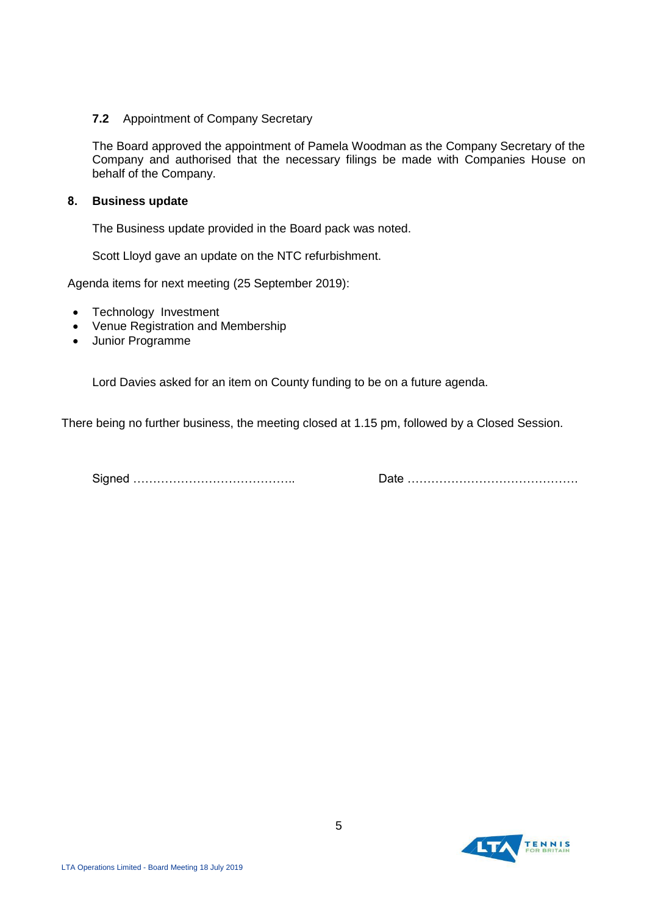**7.2** Appointment of Company Secretary

The Board approved the appointment of Pamela Woodman as the Company Secretary of the Company and authorised that the necessary filings be made with Companies House on behalf of the Company.

**8. Business update**

The Business update provided in the Board pack was noted.

Scott Lloyd gave an update on the NTC refurbishment.

Agenda items for next meeting (25 September 2019):

- Technology Investment
- Venue Registration and Membership
- Junior Programme

Lord Davies asked for an item on County funding to be on a future agenda.

There being no further business, the meeting closed at 1.15 pm, followed by a Closed Session.

Signed …………………………………..          Date ……………………………………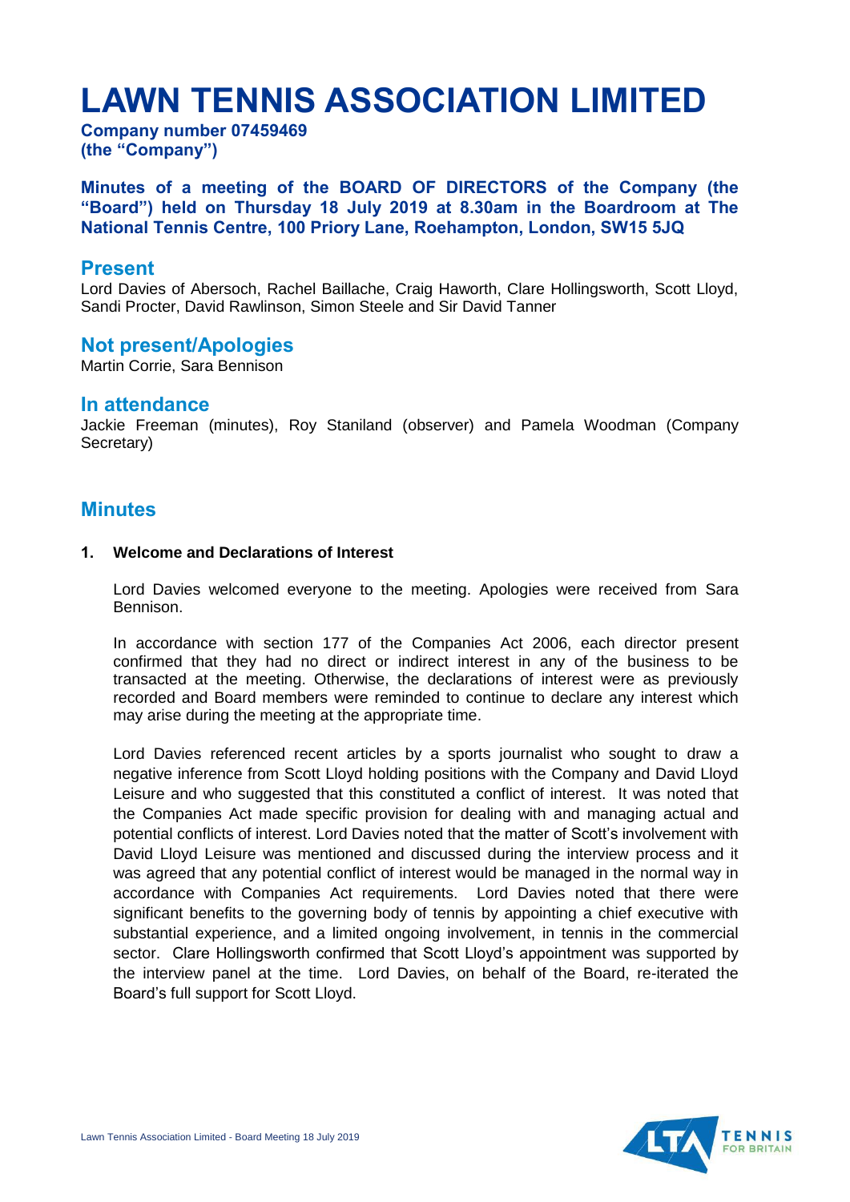# LAWN TENNIS ASSOCIATION LIMITED

**Company number 07459469**
**(the "Company")**

**Minutes of a meeting of the BOARD OF DIRECTORS of the Company (the "Board") held on Thursday 18 July 2019 at 8.30am in the Boardroom at The National Tennis Centre, 100 Priory Lane, Roehampton, London, SW15 5JQ**

## Present

Lord Davies of Abersoch, Rachel Baillache, Craig Haworth, Clare Hollingsworth, Scott Lloyd, Sandi Procter, David Rawlinson, Simon Steele and Sir David Tanner

## Not present/Apologies

Martin Corrie, Sara Bennison

## In attendance

Jackie Freeman (minutes), Roy Staniland (observer) and Pamela Woodman (Company Secretary)

## Minutes

### 1. Welcome and Declarations of Interest

Lord Davies welcomed everyone to the meeting. Apologies were received from Sara Bennison.

In accordance with section 177 of the Companies Act 2006, each director present confirmed that they had no direct or indirect interest in any of the business to be transacted at the meeting. Otherwise, the declarations of interest were as previously recorded and Board members were reminded to continue to declare any interest which may arise during the meeting at the appropriate time.

Lord Davies referenced recent articles by a sports journalist who sought to draw a negative inference from Scott Lloyd holding positions with the Company and David Lloyd Leisure and who suggested that this constituted a conflict of interest. It was noted that the Companies Act made specific provision for dealing with and managing actual and potential conflicts of interest. Lord Davies noted that the matter of Scott's involvement with David Lloyd Leisure was mentioned and discussed during the interview process and it was agreed that any potential conflict of interest would be managed in the normal way in accordance with Companies Act requirements. Lord Davies noted that there were significant benefits to the governing body of tennis by appointing a chief executive with substantial experience, and a limited ongoing involvement, in tennis in the commercial sector. Clare Hollingsworth confirmed that Scott Lloyd's appointment was supported by the interview panel at the time. Lord Davies, on behalf of the Board, re-iterated the Board's full support for Scott Lloyd.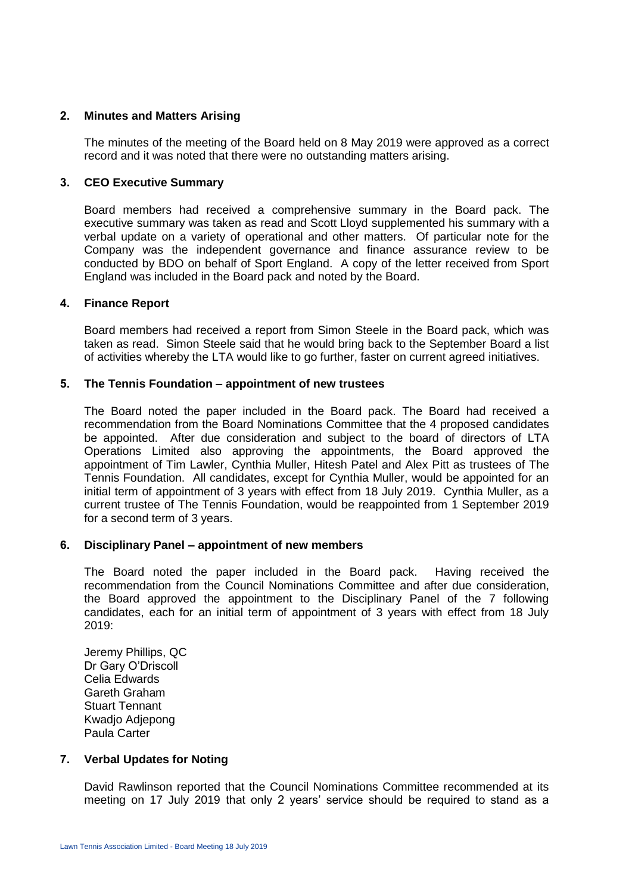## 2. Minutes and Matters Arising

The minutes of the meeting of the Board held on 8 May 2019 were approved as a correct record and it was noted that there were no outstanding matters arising.

## 3. CEO Executive Summary

Board members had received a comprehensive summary in the Board pack. The executive summary was taken as read and Scott Lloyd supplemented his summary with a verbal update on a variety of operational and other matters. Of particular note for the Company was the independent governance and finance assurance review to be conducted by BDO on behalf of Sport England. A copy of the letter received from Sport England was included in the Board pack and noted by the Board.

## 4. Finance Report

Board members had received a report from Simon Steele in the Board pack, which was taken as read. Simon Steele said that he would bring back to the September Board a list of activities whereby the LTA would like to go further, faster on current agreed initiatives.

## 5. The Tennis Foundation – appointment of new trustees

The Board noted the paper included in the Board pack. The Board had received a recommendation from the Board Nominations Committee that the 4 proposed candidates be appointed. After due consideration and subject to the board of directors of LTA Operations Limited also approving the appointments, the Board approved the appointment of Tim Lawler, Cynthia Muller, Hitesh Patel and Alex Pitt as trustees of The Tennis Foundation. All candidates, except for Cynthia Muller, would be appointed for an initial term of appointment of 3 years with effect from 18 July 2019. Cynthia Muller, as a current trustee of The Tennis Foundation, would be reappointed from 1 September 2019 for a second term of 3 years.

## 6. Disciplinary Panel – appointment of new members

The Board noted the paper included in the Board pack. Having received the recommendation from the Council Nominations Committee and after due consideration, the Board approved the appointment to the Disciplinary Panel of the 7 following candidates, each for an initial term of appointment of 3 years with effect from 18 July 2019:

Jeremy Phillips, QC
Dr Gary O'Driscoll
Celia Edwards
Gareth Graham
Stuart Tennant
Kwadjo Adjepong
Paula Carter

## 7. Verbal Updates for Noting

David Rawlinson reported that the Council Nominations Committee recommended at its meeting on 17 July 2019 that only 2 years' service should be required to stand as a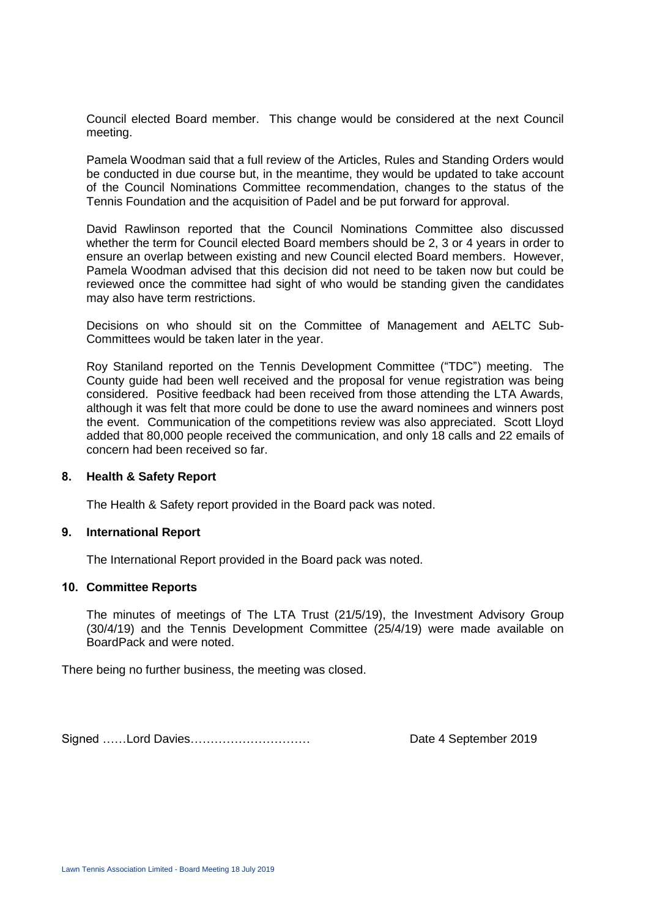Council elected Board member. This change would be considered at the next Council meeting.

Pamela Woodman said that a full review of the Articles, Rules and Standing Orders would be conducted in due course but, in the meantime, they would be updated to take account of the Council Nominations Committee recommendation, changes to the status of the Tennis Foundation and the acquisition of Padel and be put forward for approval.

David Rawlinson reported that the Council Nominations Committee also discussed whether the term for Council elected Board members should be 2, 3 or 4 years in order to ensure an overlap between existing and new Council elected Board members. However, Pamela Woodman advised that this decision did not need to be taken now but could be reviewed once the committee had sight of who would be standing given the candidates may also have term restrictions.

Decisions on who should sit on the Committee of Management and AELTC Sub-Committees would be taken later in the year.

Roy Staniland reported on the Tennis Development Committee ("TDC") meeting. The County guide had been well received and the proposal for venue registration was being considered. Positive feedback had been received from those attending the LTA Awards, although it was felt that more could be done to use the award nominees and winners post the event. Communication of the competitions review was also appreciated. Scott Lloyd added that 80,000 people received the communication, and only 18 calls and 22 emails of concern had been received so far.

## 8. Health & Safety Report

The Health & Safety report provided in the Board pack was noted.

## 9. International Report

The International Report provided in the Board pack was noted.

## 10. Committee Reports

The minutes of meetings of The LTA Trust (21/5/19), the Investment Advisory Group (30/4/19) and the Tennis Development Committee (25/4/19) were made available on BoardPack and were noted.

There being no further business, the meeting was closed.

Signed ……Lord Davies………………………… Date 4 September 2019